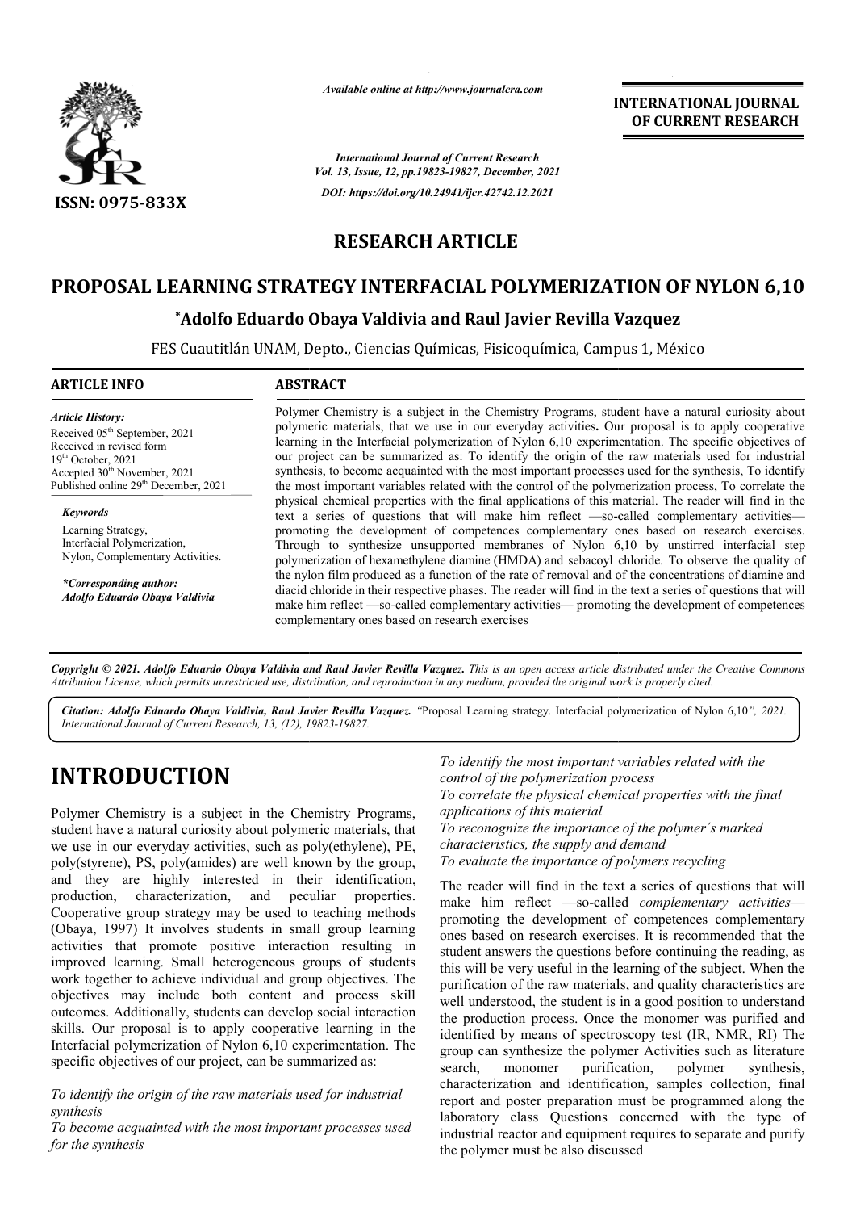# RESEARCH ARTICLE

# PROPOSAL LEARNING STRATEGY INTERFACIAL POLYMERIZATION OF NYLON 6,10

### *Adolfo Eduardo Obaya Valdivia and Raul Javier Revilla Vazquez

FES Cuautitlán UNAM, Depto., Ciencias Químicas, Fisicoquímica, Campus 1, México

**ARTICLE INFO**

*Article History:*
Received 05th September, 2021
Received in revised form 19th October, 2021
Accepted 30th November, 2021
Published online 29th December, 2021

***Keywords***

Learning Strategy, Interfacial Polymerization, Nylon, Complementary Activities.

***Corresponding author:***
***Adolfo Eduardo Obaya Valdivia***

**ABSTRACT**

Polymer Chemistry is a subject in the Chemistry Programs, student have a natural curiosity about polymeric materials, that we use in our everyday activities**.** Our proposal is to apply cooperative learning in the Interfacial polymerization of Nylon 6,10 experimentation. The specific objectives of our project can be summarized as: To identify the origin of the raw materials used for industrial synthesis, to become acquainted with the most important processes used for the synthesis, To identify the most important variables related with the control of the polymerization process, To correlate the physical chemical properties with the final applications of this material. The reader will find in the text a series of questions that will make him reflect —so-called complementary activities— promoting the development of competences complementary ones based on research exercises. Through to synthesize unsupported membranes of Nylon 6,10 by unstirred interfacial step polymerization of hexamethylene diamine (HMDA) and sebacoyl chloride. To observe the quality of the nylon film produced as a function of the rate of removal and of the concentrations of diamine and diacid chloride in their respective phases. The reader will find in the text a series of questions that will make him reflect —so-called complementary activities— promoting the development of competences complementary ones based on research exercises

*Copyright © 2021. Adolfo Eduardo Obaya Valdivia and Raul Javier Revilla Vazquez. This is an open access article distributed under the Creative Commons Attribution License, which permits unrestricted use, distribution, and reproduction in any medium, provided the original work is properly cited.*

*Citation: Adolfo Eduardo Obaya Valdivia, Raul Javier Revilla Vazquez.* "Proposal Learning strategy. Interfacial polymerization of Nylon 6,10", 2021. *International Journal of Current Research, 13, (12), 19823-19827.*

# INTRODUCTION

Polymer Chemistry is a subject in the Chemistry Programs, student have a natural curiosity about polymeric materials, that we use in our everyday activities, such as poly(ethylene), PE, poly(styrene), PS, poly(amides) are well known by the group, and they are highly interested in their identification, production, characterization, and peculiar properties. Cooperative group strategy may be used to teaching methods (Obaya, 1997) It involves students in small group learning activities that promote positive interaction resulting in improved learning. Small heterogeneous groups of students work together to achieve individual and group objectives. The objectives may include both content and process skill outcomes. Additionally, students can develop social interaction skills. Our proposal is to apply cooperative learning in the Interfacial polymerization of Nylon 6,10 experimentation. The specific objectives of our project, can be summarized as:

*To identify the origin of the raw materials used for industrial synthesis*
*To become acquainted with the most important processes used for the synthesis*
*To identify the most important variables related with the control of the polymerization process*
*To correlate the physical chemical properties with the final applications of this material*
*To reconognize the importance of the polymer´s marked characteristics, the supply and demand*
*To evaluate the importance of polymers recycling*

The reader will find in the text a series of questions that will make him reflect —so-called *complementary activities*— promoting the development of competences complementary ones based on research exercises. It is recommended that the student answers the questions before continuing the reading, as this will be very useful in the learning of the subject. When the purification of the raw materials, and quality characteristics are well understood, the student is in a good position to understand the production process. Once the monomer was purified and identified by means of spectroscopy test (IR, NMR, RI) The group can synthesize the polymer Activities such as literature search, monomer purification, polymer synthesis, characterization and identification, samples collection, final report and poster preparation must be programmed along the laboratory class Questions concerned with the type of industrial reactor and equipment requires to separate and purify the polymer must be also discussed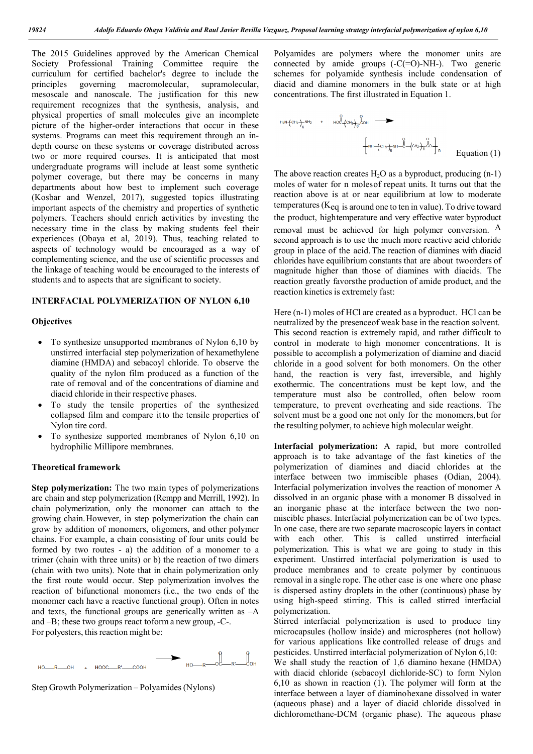The 2015 Guidelines approved by the American Chemical Society Professional Training Committee require the curriculum for certified bachelor's degree to include the principles governing macromolecular, supramolecular, mesoscale and nanoscale. The justification for this new requirement recognizes that the synthesis, analysis, and physical properties of small molecules give an incomplete picture of the higher-order interactions that occur in these systems. Programs can meet this requirement through an in-depth course on these systems or coverage distributed across two or more required courses. It is anticipated that most undergraduate programs will include at least some synthetic polymer coverage, but there may be concerns in many departments about how best to implement such coverage (Kosbar and Wenzel, 2017), suggested topics illustrating important aspects of the chemistry and properties of synthetic polymers. Teachers should enrich activities by investing the necessary time in the class by making students feel their experiences (Obaya et al, 2019). Thus, teaching related to aspects of technology would be encouraged as a way of complementing science, and the use of scientific processes and the linkage of teaching would be encouraged to the interests of students and to aspects that are significant to society.

## INTERFACIAL POLYMERIZATION OF NYLON 6,10

### Objectives

- To synthesize unsupported membranes of Nylon 6,10 by unstirred interfacial step polymerization of hexamethylene diamine (HMDA) and sebacoyl chloride. To observe the quality of the nylon film produced as a function of the rate of removal and of the concentrations of diamine and diacid chloride in their respective phases.
- To study the tensile properties of the synthesized collapsed film and compare itto the tensile properties of Nylon tire cord.
- To synthesize supported membranes of Nylon 6,10 on hydrophilic Millipore membranes.

### Theoretical framework

**Step polymerization:** The two main types of polymerizations are chain and step polymerization (Rempp and Merrill, 1992). In chain polymerization, only the monomer can attach to the growing chain. However, in step polymerization the chain can grow by addition of monomers, oligomers, and other polymer chains. For example, a chain consisting of four units could be formed by two routes - a) the addition of a monomer to a trimer (chain with three units) or b) the reaction of two dimers (chain with two units). Note that in chain polymerization only the first route would occur. Step polymerization involves the reaction of bifunctional monomers (i.e., the two ends of the monomer each have a reactive functional group). Often in notes and texts, the functional groups are generically written as –A and –B; these two groups react toform a new group, -C-.
For polyesters, this reaction might be:

$$HO—R—OH \;+\; HOOC—R'—COOH \longrightarrow HO—R—O\overset{O}{\overset{\|}{C}}—R'—\overset{O}{\overset{\|}{C}}OH$$

Step Growth Polymerization – Polyamides (Nylons)

Polyamides are polymers where the monomer units are connected by amide groups (-C(=O)-NH-). Two generic schemes for polyamide synthesis include condensation of diacid and diamine monomers in the bulk state or at high concentrations. The first illustrated in Equation 1.

$$H_2N\text{–}(CH_2)_6\text{–}NH_2 \;+\; HO\overset{O}{\overset{\|}{C}}\text{–}(CH_2)_8\text{–}\overset{O}{\overset{\|}{C}}OH \longrightarrow \left[NH\text{–}(CH_2)_6\text{–}NH\text{–}\overset{O}{\overset{\|}{C}}\text{–}(CH_2)_8\text{–}\overset{O}{\overset{\|}{C}}O\right]_n \quad \text{Equation (1)}$$

The above reaction creates $H_2O$ as a byproduct, producing (n-1) moles of water for n molesof repeat units. It turns out that the reaction above is at or near equilibrium at low to moderate temperatures ($K_{eq}$ is around one to ten in value). To drive toward the product, hightemperature and very effective water byproduct removal must be achieved for high polymer conversion. A second approach is to use the much more reactive acid chloride group in place of the acid. The reaction of diamines with diacid chlorides have equilibrium constants that are about twoorders of magnitude higher than those of diamines with diacids. The reaction greatly favorsthe production of amide product, and the reaction kinetics is extremely fast:

Here (n-1) moles of HCl are created as a byproduct. HCl can be neutralized by the presenceof weak base in the reaction solvent. This second reaction is extremely rapid, and rather difficult to control in moderate to high monomer concentrations. It is possible to accomplish a polymerization of diamine and diacid chloride in a good solvent for both monomers. On the other hand, the reaction is very fast, irreversible, and highly exothermic. The concentrations must be kept low, and the temperature must also be controlled, often below room temperature, to prevent overheating and side reactions. The solvent must be a good one not only for the monomers, but for the resulting polymer, to achieve high molecular weight.

**Interfacial polymerization:** A rapid, but more controlled approach is to take advantage of the fast kinetics of the polymerization of diamines and diacid chlorides at the interface between two immiscible phases (Odian, 2004). Interfacial polymerization involves the reaction of monomer A dissolved in an organic phase with a monomer B dissolved in an inorganic phase at the interface between the two non-miscible phases. Interfacial polymerization can be of two types. In one case, there are two separate macroscopic layers in contact with each other. This is called unstirred interfacial polymerization. This is what we are going to study in this experiment. Unstirred interfacial polymerization is used to produce membranes and to create polymer by continuous removal in a single rope. The other case is one where one phase is dispersed astiny droplets in the other (continuous) phase by using high-speed stirring. This is called stirred interfacial polymerization.
Stirred interfacial polymerization is used to produce tiny microcapsules (hollow inside) and microspheres (not hollow) for various applications like controlled release of drugs and pesticides. Unstirred interfacial polymerization of Nylon 6,10:
We shall study the reaction of 1,6 diamino hexane (HMDA) with diacid chloride (sebacoyl dichloride-SC) to form Nylon 6,10 as shown in reaction (1). The polymer will form at the interface between a layer of diaminohexane dissolved in water (aqueous phase) and a layer of diacid chloride dissolved in dichloromethane-DCM (organic phase). The aqueous phase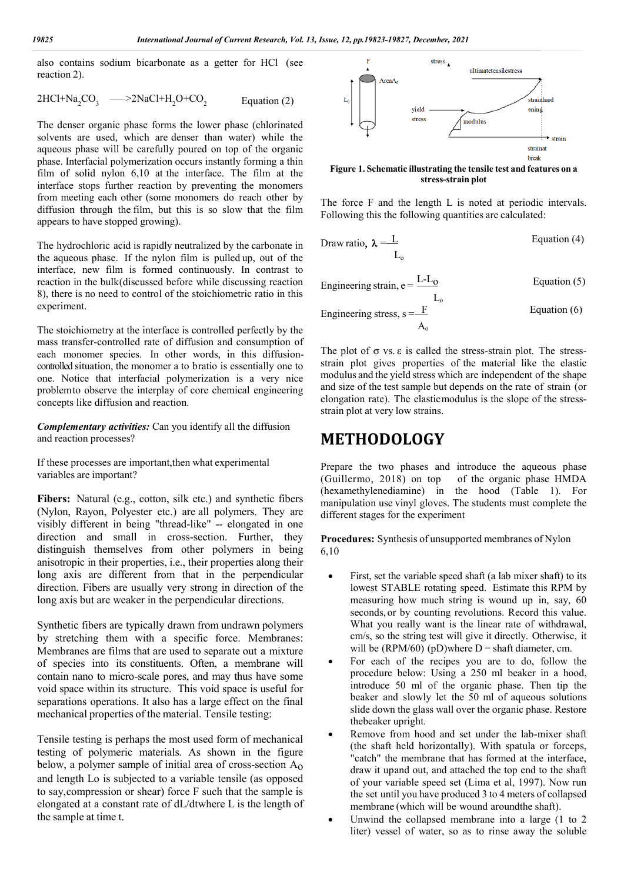also contains sodium bicarbonate as a getter for HCl (see reaction 2).

$$2HCl + Na_2CO_3 \longrightarrow 2NaCl + H_2O + CO_2 \qquad \text{Equation (2)}$$

The denser organic phase forms the lower phase (chlorinated solvents are used, which are denser than water) while the aqueous phase will be carefully poured on top of the organic phase. Interfacial polymerization occurs instantly forming a thin film of solid nylon 6,10 at the interface. The film at the interface stops further reaction by preventing the monomers from meeting each other (some monomers do reach other by diffusion through the film, but this is so slow that the film appears to have stopped growing).

The hydrochloric acid is rapidly neutralized by the carbonate in the aqueous phase. If the nylon film is pulled up, out of the interface, new film is formed continuously. In contrast to reaction in the bulk(discussed before while discussing reaction 8), there is no need to control of the stoichiometric ratio in this experiment.

The stoichiometry at the interface is controlled perfectly by the mass transfer-controlled rate of diffusion and consumption of each monomer species. In other words, in this diffusion-controlled situation, the monomer a to bratio is essentially one to one. Notice that interfacial polymerization is a very nice problemto observe the interplay of core chemical engineering concepts like diffusion and reaction.

***Complementary activities:*** Can you identify all the diffusion and reaction processes?

If these processes are important,then what experimental variables are important?

**Fibers:** Natural (e.g., cotton, silk etc.) and synthetic fibers (Nylon, Rayon, Polyester etc.) are all polymers. They are visibly different in being "thread-like" -- elongated in one direction and small in cross-section. Further, they distinguish themselves from other polymers in being anisotropic in their properties, i.e., their properties along their long axis are different from that in the perpendicular direction. Fibers are usually very strong in direction of the long axis but are weaker in the perpendicular directions.

Synthetic fibers are typically drawn from undrawn polymers by stretching them with a specific force. Membranes: Membranes are films that are used to separate out a mixture of species into its constituents. Often, a membrane will contain nano to micro-scale pores, and may thus have some void space within its structure. This void space is useful for separations operations. It also has a large effect on the final mechanical properties of the material. Tensile testing:

Tensile testing is perhaps the most used form of mechanical testing of polymeric materials. As shown in the figure below, a polymer sample of initial area of cross-section $A_O$ and length Lo is subjected to a variable tensile (as opposed to say,compression or shear) force F such that the sample is elongated at a constant rate of dL/dtwhere L is the length of the sample at time t.

**Figure 1. Schematic illustrating the tensile test and features on a stress-strain plot**

The force F and the length L is noted at periodic intervals. Following this the following quantities are calculated:

$$\text{Draw ratio, } \lambda = \frac{L}{L_o} \qquad \text{Equation (4)}$$

$$\text{Engineering strain, } e = \frac{L - L_o}{L_o} \qquad \text{Equation (5)}$$

$$\text{Engineering stress, } s = \frac{F}{A_o} \qquad \text{Equation (6)}$$

The plot of $\sigma$ vs. $\varepsilon$ is called the stress-strain plot. The stress-strain plot gives properties of the material like the elastic modulus and the yield stress which are independent of the shape and size of the test sample but depends on the rate of strain (or elongation rate). The elasticmodulus is the slope of the stress-strain plot at very low strains.

# METHODOLOGY

Prepare the two phases and introduce the aqueous phase (Guillermo, 2018) on top of the organic phase HMDA (hexamethylenediamine) in the hood (Table 1). For manipulation use vinyl gloves. The students must complete the different stages for the experiment

**Procedures:** Synthesis of unsupported membranes of Nylon 6,10

- First, set the variable speed shaft (a lab mixer shaft) to its lowest STABLE rotating speed. Estimate this RPM by measuring how much string is wound up in, say, 60 seconds, or by counting revolutions. Record this value. What you really want is the linear rate of withdrawal, cm/s, so the string test will give it directly. Otherwise, it will be (RPM/60) (pD)where D = shaft diameter, cm.
- For each of the recipes you are to do, follow the procedure below: Using a 250 ml beaker in a hood, introduce 50 ml of the organic phase. Then tip the beaker and slowly let the 50 ml of aqueous solutions slide down the glass wall over the organic phase. Restore thebeaker upright.
- Remove from hood and set under the lab-mixer shaft (the shaft held horizontally). With spatula or forceps, "catch" the membrane that has formed at the interface, draw it upand out, and attached the top end to the shaft of your variable speed set (Lima et al, 1997). Now run the set until you have produced 3 to 4 meters of collapsed membrane (which will be wound aroundthe shaft).
- Unwind the collapsed membrane into a large (1 to 2 liter) vessel of water, so as to rinse away the soluble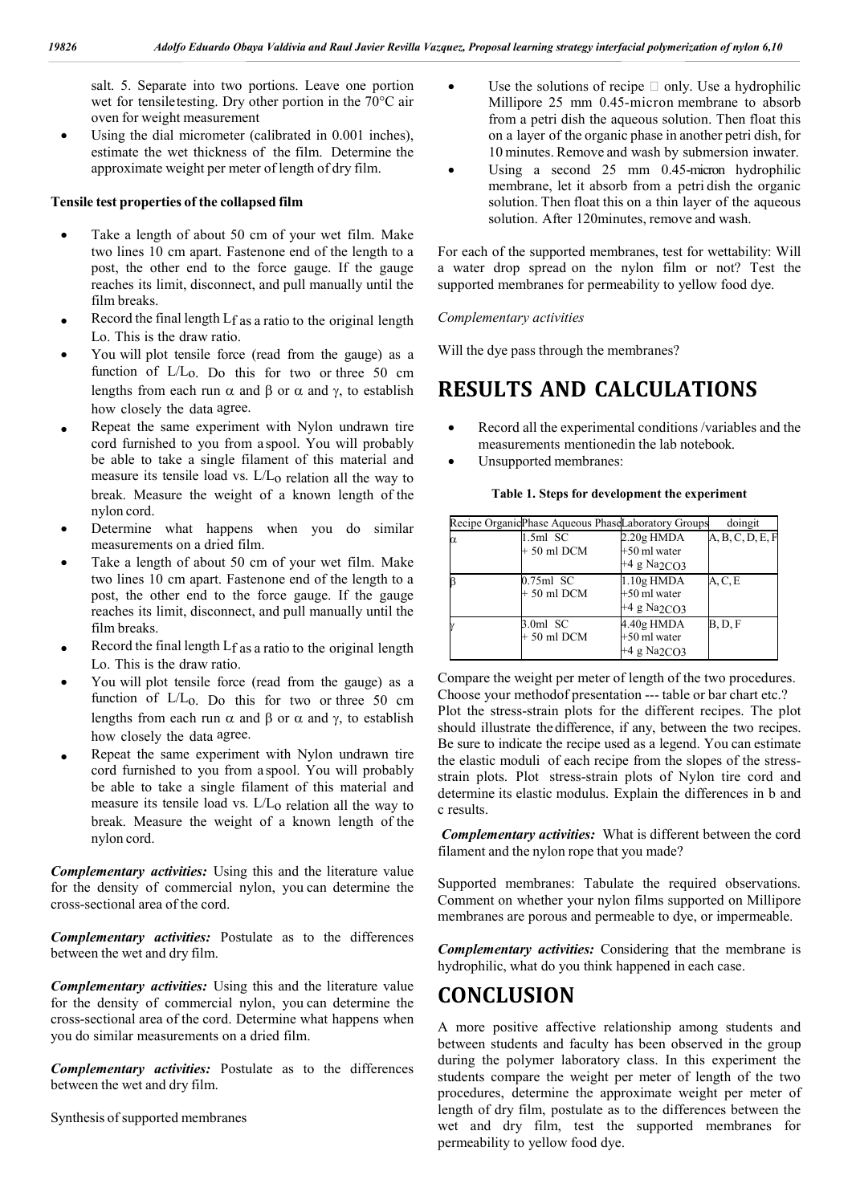salt. 5. Separate into two portions. Leave one portion wet for tensiletesting. Dry other portion in the 70°C air oven for weight measurement

- Using the dial micrometer (calibrated in 0.001 inches), estimate the wet thickness of the film. Determine the approximate weight per meter of length of dry film.

**Tensile test properties of the collapsed film**

- Take a length of about 50 cm of your wet film. Make two lines 10 cm apart. Fastenone end of the length to a post, the other end to the force gauge. If the gauge reaches its limit, disconnect, and pull manually until the film breaks.
- Record the final length $L_f$ as a ratio to the original length Lo. This is the draw ratio.
- You will plot tensile force (read from the gauge) as a function of $L/L_O$. Do this for two or three 50 cm lengths from each run α and β or α and γ, to establish how closely the data agree.
- Repeat the same experiment with Nylon undrawn tire cord furnished to you from a spool. You will probably be able to take a single filament of this material and measure its tensile load vs. $L/L_O$ relation all the way to break. Measure the weight of a known length of the nylon cord.
- Determine what happens when you do similar measurements on a dried film.
- Take a length of about 50 cm of your wet film. Make two lines 10 cm apart. Fastenone end of the length to a post, the other end to the force gauge. If the gauge reaches its limit, disconnect, and pull manually until the film breaks.
- Record the final length $L_f$ as a ratio to the original length Lo. This is the draw ratio.
- You will plot tensile force (read from the gauge) as a function of $L/L_O$. Do this for two or three 50 cm lengths from each run α and β or α and γ, to establish how closely the data agree.
- Repeat the same experiment with Nylon undrawn tire cord furnished to you from a spool. You will probably be able to take a single filament of this material and measure its tensile load vs. $L/L_O$ relation all the way to break. Measure the weight of a known length of the nylon cord.

***Complementary activities:*** Using this and the literature value for the density of commercial nylon, you can determine the cross-sectional area of the cord.

***Complementary activities:*** Postulate as to the differences between the wet and dry film.

***Complementary activities:*** Using this and the literature value for the density of commercial nylon, you can determine the cross-sectional area of the cord. Determine what happens when you do similar measurements on a dried film.

***Complementary activities:*** Postulate as to the differences between the wet and dry film.

Synthesis of supported membranes

- Use the solutions of recipe □ only. Use a hydrophilic Millipore 25 mm 0.45-micron membrane to absorb from a petri dish the aqueous solution. Then float this on a layer of the organic phase in another petri dish, for 10 minutes. Remove and wash by submersion inwater.
- Using a second 25 mm 0.45-micron hydrophilic membrane, let it absorb from a petri dish the organic solution. Then float this on a thin layer of the aqueous solution. After 120minutes, remove and wash.

For each of the supported membranes, test for wettability: Will a water drop spread on the nylon film or not? Test the supported membranes for permeability to yellow food dye.

*Complementary activities*

Will the dye pass through the membranes?

# RESULTS AND CALCULATIONS

- Record all the experimental conditions /variables and the measurements mentionedin the lab notebook.
- Unsupported membranes:

**Table 1. Steps for development the experiment**

| Recipe | Organic Phase | Aqueous Phase | Laboratory Groups doingit |
|---|---|---|---|
| α | 1.5ml SC + 50 ml DCM | 2.20g HMDA +50 ml water +4 g $Na_2CO_3$ | A, B, C, D, E, F |
| β | 0.75ml SC + 50 ml DCM | 1.10g HMDA +50 ml water +4 g $Na_2CO_3$ | A, C, E |
| γ | 3.0ml SC + 50 ml DCM | 4.40g HMDA +50 ml water +4 g $Na_2CO_3$ | B, D, F |

Compare the weight per meter of length of the two procedures. Choose your methodof presentation --- table or bar chart etc.? Plot the stress-strain plots for the different recipes. The plot should illustrate thedifference, if any, between the two recipes. Be sure to indicate the recipe used as a legend. You can estimate the elastic moduli of each recipe from the slopes of the stress-strain plots. Plot stress-strain plots of Nylon tire cord and determine its elastic modulus. Explain the differences in b and c results.

***Complementary activities:*** What is different between the cord filament and the nylon rope that you made?

Supported membranes: Tabulate the required observations. Comment on whether your nylon films supported on Millipore membranes are porous and permeable to dye, or impermeable.

***Complementary activities:*** Considering that the membrane is hydrophilic, what do you think happened in each case.

# CONCLUSION

A more positive affective relationship among students and between students and faculty has been observed in the group during the polymer laboratory class. In this experiment the students compare the weight per meter of length of the two procedures, determine the approximate weight per meter of length of dry film, postulate as to the differences between the wet and dry film, test the supported membranes for permeability to yellow food dye.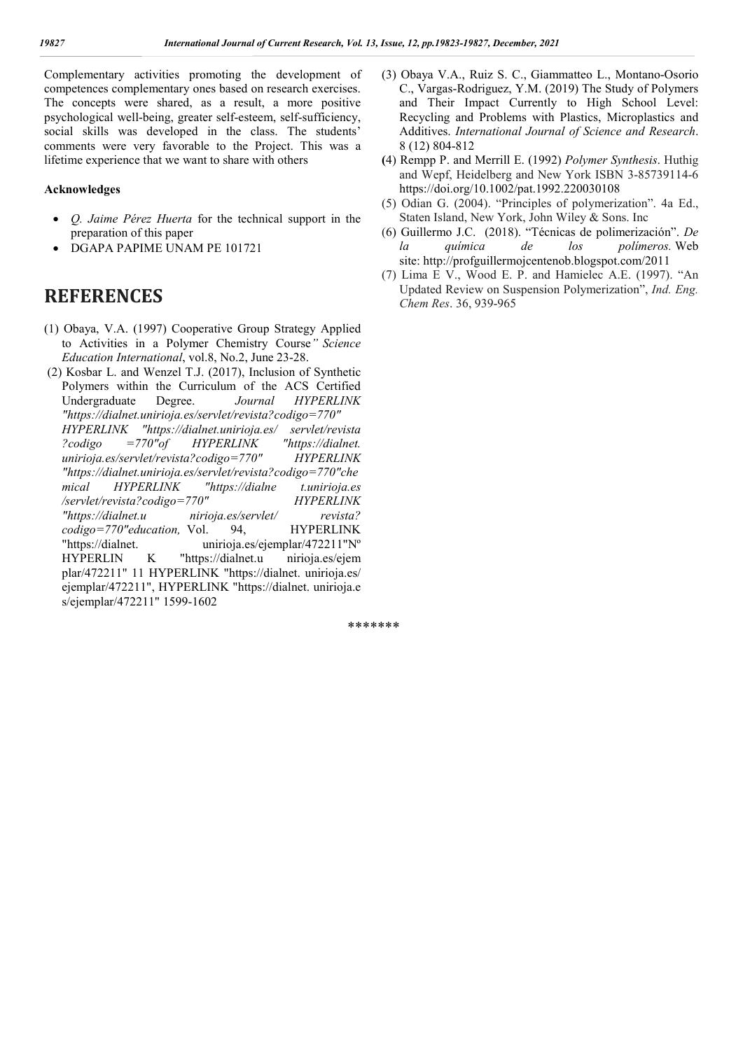Complementary activities promoting the development of competences complementary ones based on research exercises. The concepts were shared, as a result, a more positive psychological well-being, greater self-esteem, self-sufficiency, social skills was developed in the class. The students' comments were very favorable to the Project. This was a lifetime experience that we want to share with others

**Acknowledges**

- *Q. Jaime Pérez Huerta* for the technical support in the preparation of this paper
- DGAPA PAPIME UNAM PE 101721

# REFERENCES

(1) Obaya, V.A. (1997) Cooperative Group Strategy Applied to Activities in a Polymer Chemistry Course*" Science Education International*, vol.8, No.2, June 23-28.

(2) Kosbar L. and Wenzel T.J. (2017), Inclusion of Synthetic Polymers within the Curriculum of the ACS Certified Undergraduate Degree. *Journal HYPERLINK "https://dialnet.unirioja.es/servlet/revista?codigo=770" HYPERLINK "https://dialnet.unirioja.es/ servlet/revista ?codigo =770"of HYPERLINK "https://dialnet. unirioja.es/servlet/revista?codigo=770" HYPERLINK "https://dialnet.unirioja.es/servlet/revista?codigo=770"chemical HYPERLINK "https://dialne t.unirioja.es /servlet/revista?codigo=770" HYPERLINK "https://dialnet.u nirioja.es/servlet/ revista? codigo=770"education,* Vol. 94, HYPERLINK "https://dialnet. unirioja.es/ejemplar/472211"Nº HYPERLIN K "https://dialnet.u nirioja.es/ejemplar/472211" 11 HYPERLINK "https://dialnet. unirioja.es/ ejemplar/472211", HYPERLINK "https://dialnet. unirioja.es/ejemplar/472211" 1599-1602

(3) Obaya V.A., Ruiz S. C., Giammatteo L., Montano-Osorio C., Vargas-Rodriguez, Y.M. (2019) The Study of Polymers and Their Impact Currently to High School Level: Recycling and Problems with Plastics, Microplastics and Additives. *International Journal of Science and Research*. 8 (12) 804-812

(4) Rempp P. and Merrill E. (1992) *Polymer Synthesis*. Huthig and Wepf, Heidelberg and New York ISBN 3-85739114-6 https://doi.org/10.1002/pat.1992.220030108

(5) Odian G. (2004). "Principles of polymerization". 4a Ed., Staten Island, New York, John Wiley & Sons. Inc

(6) Guillermo J.C. (2018). "Técnicas de polimerización". *De la química de los polímeros.* Web site: http://profguillermojcentenob.blogspot.com/2011

(7) Lima E V., Wood E. P. and Hamielec A.E. (1997). "An Updated Review on Suspension Polymerization", *Ind. Eng. Chem Res*. 36, 939-965

\*\*\*\*\*\*\*